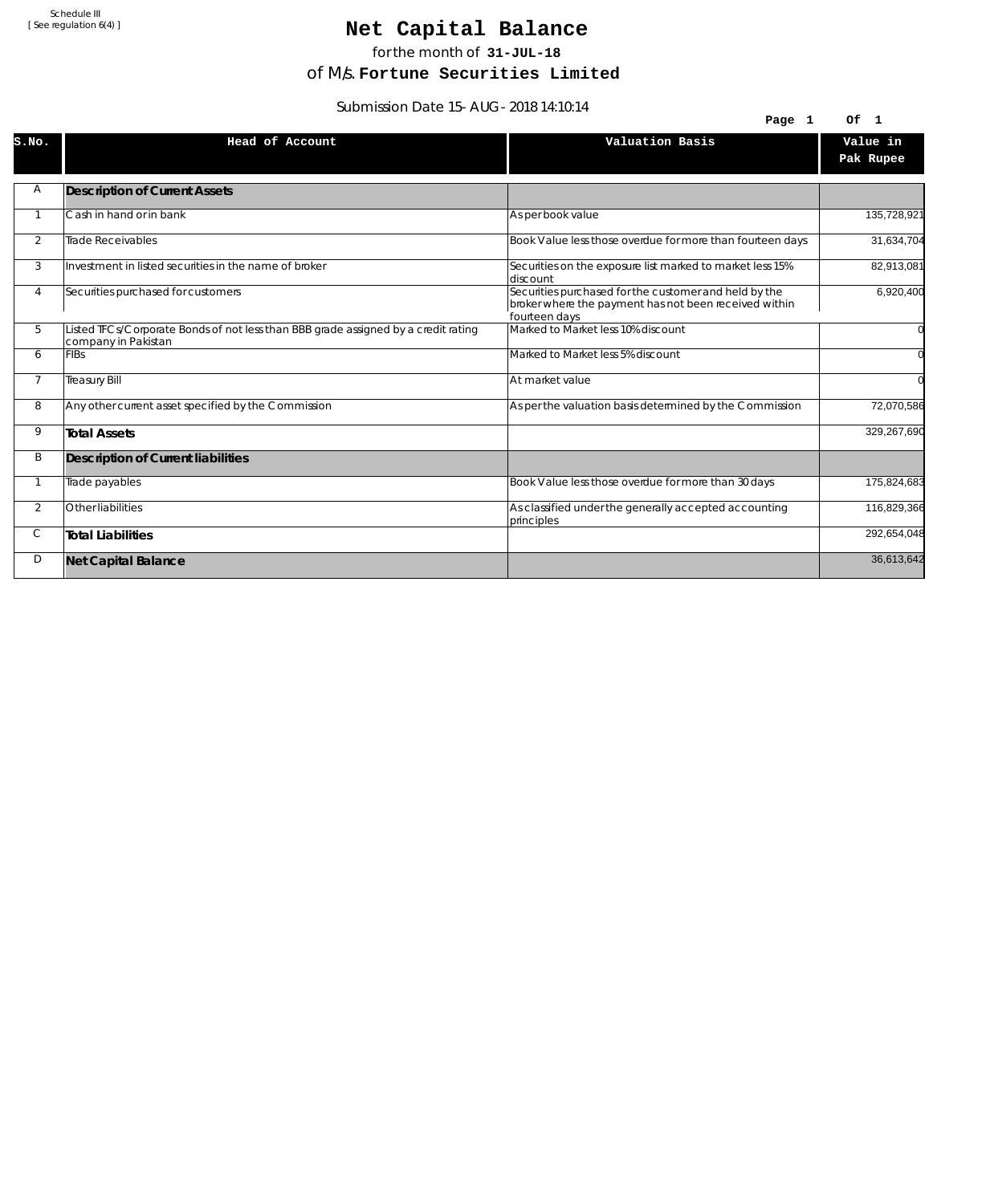Schedule III
[ See regulation 6(4) ]

# Net Capital Balance

for the month of **31-JUL-18**

of M/s. **Fortune Securities Limited**

Submission Date 15-AUG-2018 14:10:14

| S.No. | Head of Account | Valuation Basis | Value in Pak Rupee |
|---|---|---|---|
| A | **Description of Current Assets** | | |
| 1 | Cash in hand or in bank | As per book value | 135,728,921 |
| 2 | Trade Receivables | Book Value less those overdue for more than fourteen days | 31,634,704 |
| 3 | Investment in listed securities in the name of broker | Securities on the exposure list marked to market less 15% discount | 82,913,081 |
| 4 | Securities purchased for customers | Securities purchased for the customer and held by the broker where the payment has not been received within fourteen days | 6,920,400 |
| 5 | Listed TFCs/Corporate Bonds of not less than BBB grade assigned by a credit rating company in Pakistan | Marked to Market less 10% discount | 0 |
| 6 | FIBs | Marked to Market less 5% discount | 0 |
| 7 | Treasury Bill | At market value | 0 |
| 8 | Any other current asset specified by the Commission | As per the valuation basis determined by the Commission | 72,070,586 |
| 9 | **Total Assets** | | 329,267,690 |
| B | **Description of Current liabilities** | | |
| 1 | Trade payables | Book Value less those overdue for more than 30 days | 175,824,683 |
| 2 | Other liabilities | As classified under the generally accepted accounting principles | 116,829,366 |
| C | **Total Liabilities** | | 292,654,048 |
| D | **Net Capital Balance** | | 36,613,642 |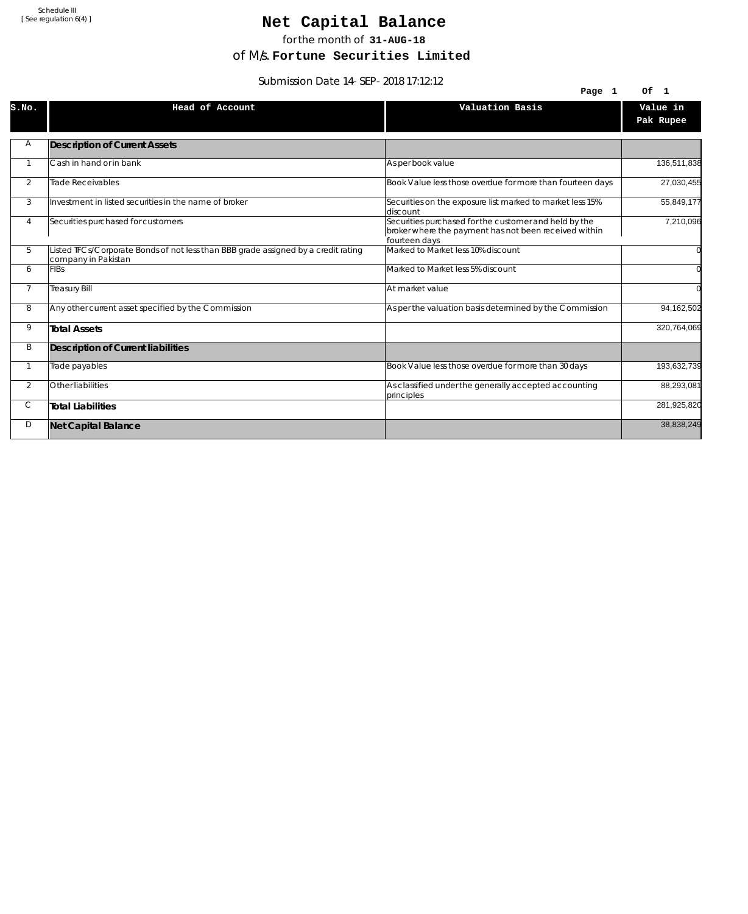Schedule III
[ See regulation 6(4) ]

# Net Capital Balance

for the month of **31-AUG-18**

of M/s. **Fortune Securities Limited**

Submission Date 14-SEP-2018 17:12:12

| S.No. | Head of Account | Valuation Basis | Value in Pak Rupee |
|---|---|---|---|
| A | **Description of Current Assets** | | |
| 1 | Cash in hand or in bank | As per book value | 136,511,838 |
| 2 | Trade Receivables | Book Value less those overdue for more than fourteen days | 27,030,455 |
| 3 | Investment in listed securities in the name of broker | Securities on the exposure list marked to market less 15% discount | 55,849,177 |
| 4 | Securities purchased for customers | Securities purchased for the customer and held by the broker where the payment has not been received within fourteen days | 7,210,096 |
| 5 | Listed TFCs/Corporate Bonds of not less than BBB grade assigned by a credit rating company in Pakistan | Marked to Market less 10% discount | 0 |
| 6 | FIBs | Marked to Market less 5% discount | 0 |
| 7 | Treasury Bill | At market value | 0 |
| 8 | Any other current asset specified by the Commission | As per the valuation basis determined by the Commission | 94,162,502 |
| 9 | **Total Assets** | | 320,764,069 |
| B | **Description of Current liabilities** | | |
| 1 | Trade payables | Book Value less those overdue for more than 30 days | 193,632,739 |
| 2 | Other liabilities | As classified under the generally accepted accounting principles | 88,293,081 |
| C | **Total Liabilities** | | 281,925,820 |
| D | **Net Capital Balance** | | 38,838,249 |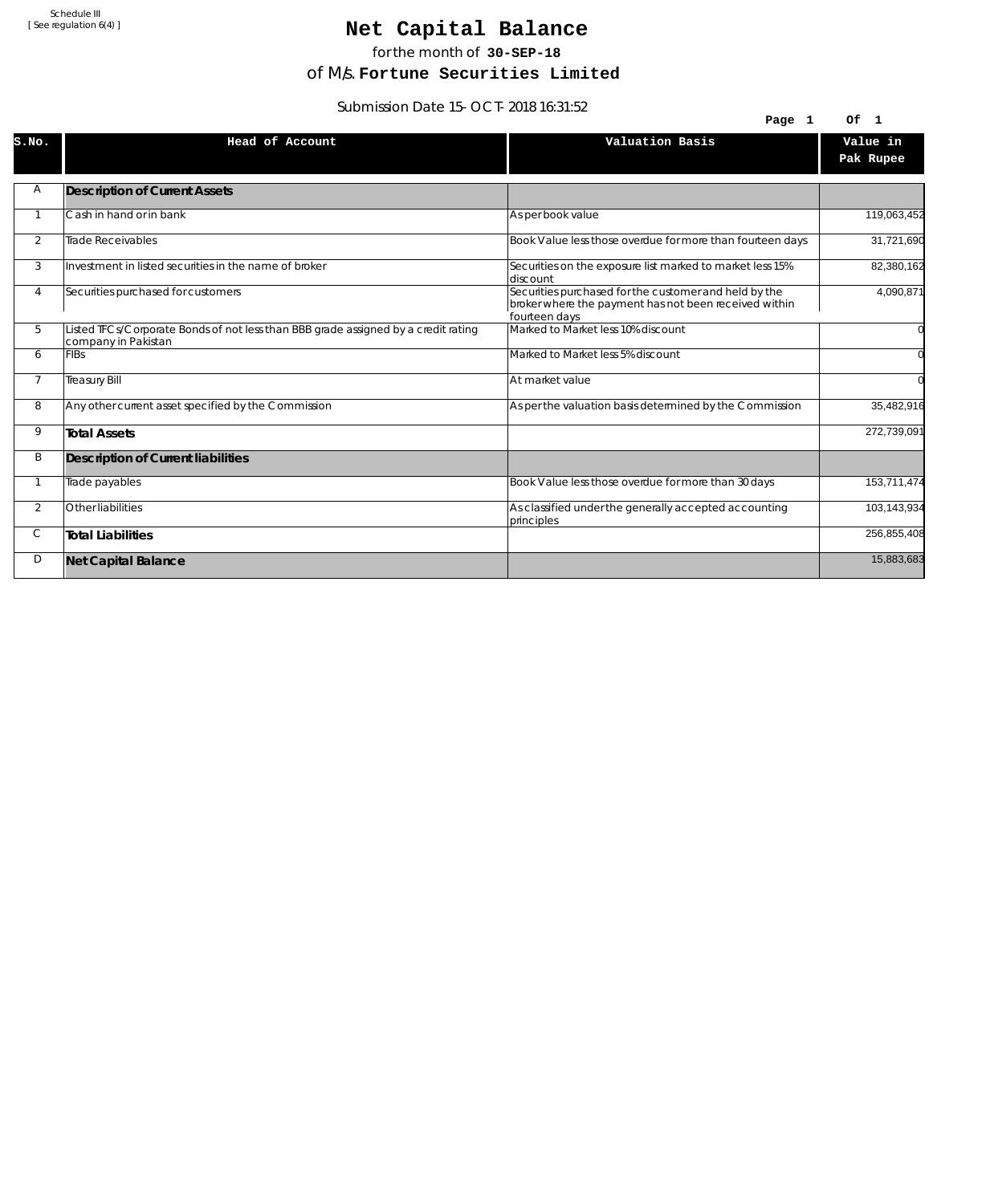Schedule III
[ See regulation 6(4) ]

# Net Capital Balance

for the month of **30-SEP-18**

of M/s. **Fortune Securities Limited**

Submission Date 15-OCT-2018 16:31:52

| S.No. | Head of Account | Valuation Basis | Value in Pak Rupee |
|---|---|---|---|
| A | **Description of Current Assets** | | |
| 1 | Cash in hand or in bank | As per book value | 119,063,452 |
| 2 | Trade Receivables | Book Value less those overdue for more than fourteen days | 31,721,690 |
| 3 | Investment in listed securities in the name of broker | Securities on the exposure list marked to market less 15% discount | 82,380,162 |
| 4 | Securities purchased for customers | Securities purchased for the customer and held by the broker where the payment has not been received within fourteen days | 4,090,871 |
| 5 | Listed TFCs/Corporate Bonds of not less than BBB grade assigned by a credit rating company in Pakistan | Marked to Market less 10% discount | 0 |
| 6 | FIBs | Marked to Market less 5% discount | 0 |
| 7 | Treasury Bill | At market value | 0 |
| 8 | Any other current asset specified by the Commission | As per the valuation basis determined by the Commission | 35,482,916 |
| 9 | **Total Assets** | | 272,739,091 |
| B | **Description of Current liabilities** | | |
| 1 | Trade payables | Book Value less those overdue for more than 30 days | 153,711,474 |
| 2 | Other liabilities | As classified under the generally accepted accounting principles | 103,143,934 |
| C | **Total Liabilities** | | 256,855,408 |
| D | **Net Capital Balance** | | 15,883,683 |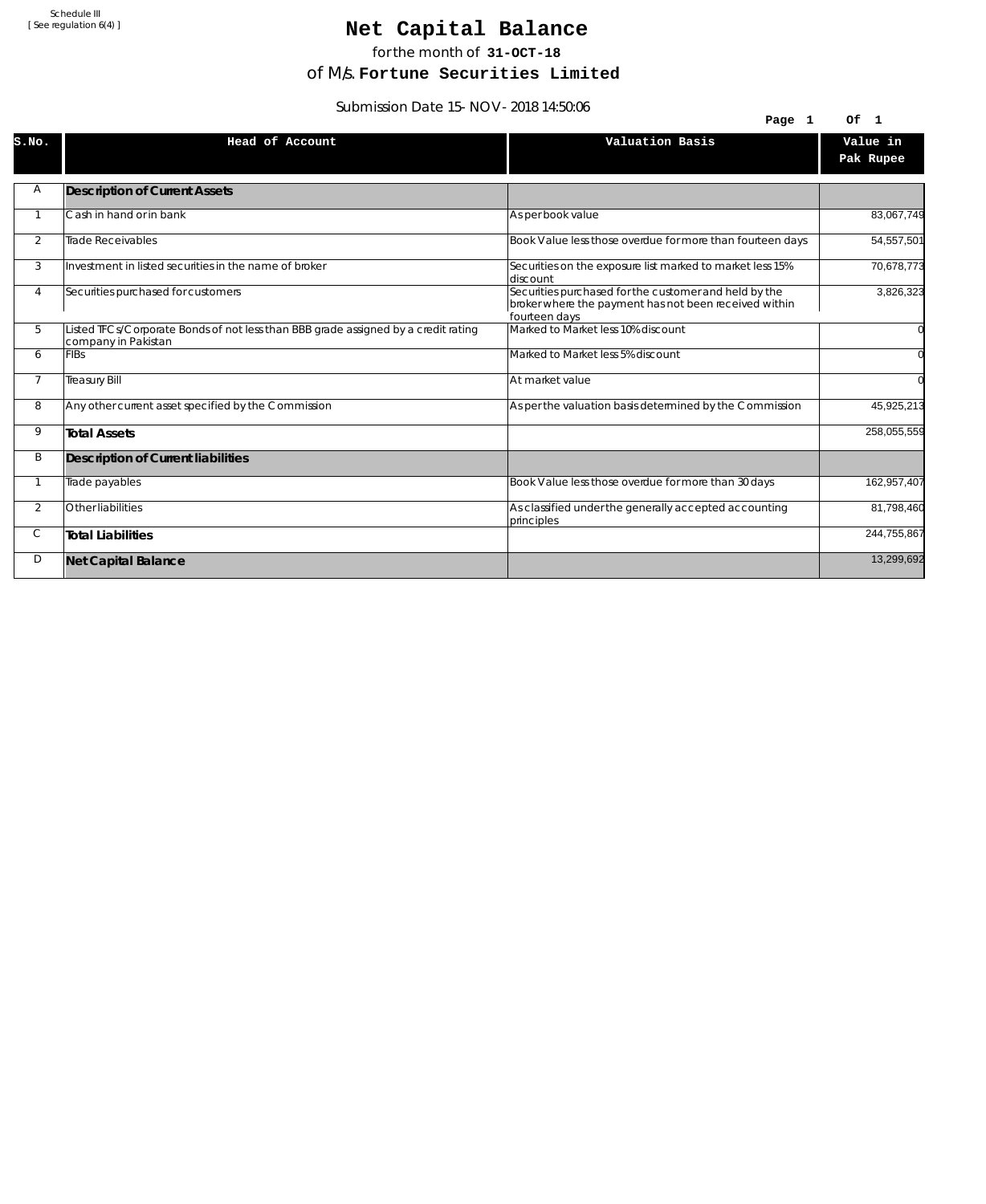Schedule III
[ See regulation 6(4) ]

# Net Capital Balance

for the month of **31-OCT-18**

of M/s. **Fortune Securities Limited**

Submission Date 15-NOV-2018 14:50:06

| S.No. | Head of Account | Valuation Basis | Value in Pak Rupee |
|---|---|---|---|
| A | **Description of Current Assets** | | |
| 1 | Cash in hand or in bank | As per book value | 83,067,749 |
| 2 | Trade Receivables | Book Value less those overdue for more than fourteen days | 54,557,501 |
| 3 | Investment in listed securities in the name of broker | Securities on the exposure list marked to market less 15% discount | 70,678,773 |
| 4 | Securities purchased for customers | Securities purchased for the customer and held by the broker where the payment has not been received within fourteen days | 3,826,323 |
| 5 | Listed TFCs/Corporate Bonds of not less than BBB grade assigned by a credit rating company in Pakistan | Marked to Market less 10% discount | 0 |
| 6 | FIBs | Marked to Market less 5% discount | 0 |
| 7 | Treasury Bill | At market value | 0 |
| 8 | Any other current asset specified by the Commission | As per the valuation basis determined by the Commission | 45,925,213 |
| 9 | **Total Assets** | | 258,055,559 |
| B | **Description of Current liabilities** | | |
| 1 | Trade payables | Book Value less those overdue for more than 30 days | 162,957,407 |
| 2 | Other liabilities | As classified under the generally accepted accounting principles | 81,798,460 |
| C | **Total Liabilities** | | 244,755,867 |
| D | **Net Capital Balance** | | 13,299,692 |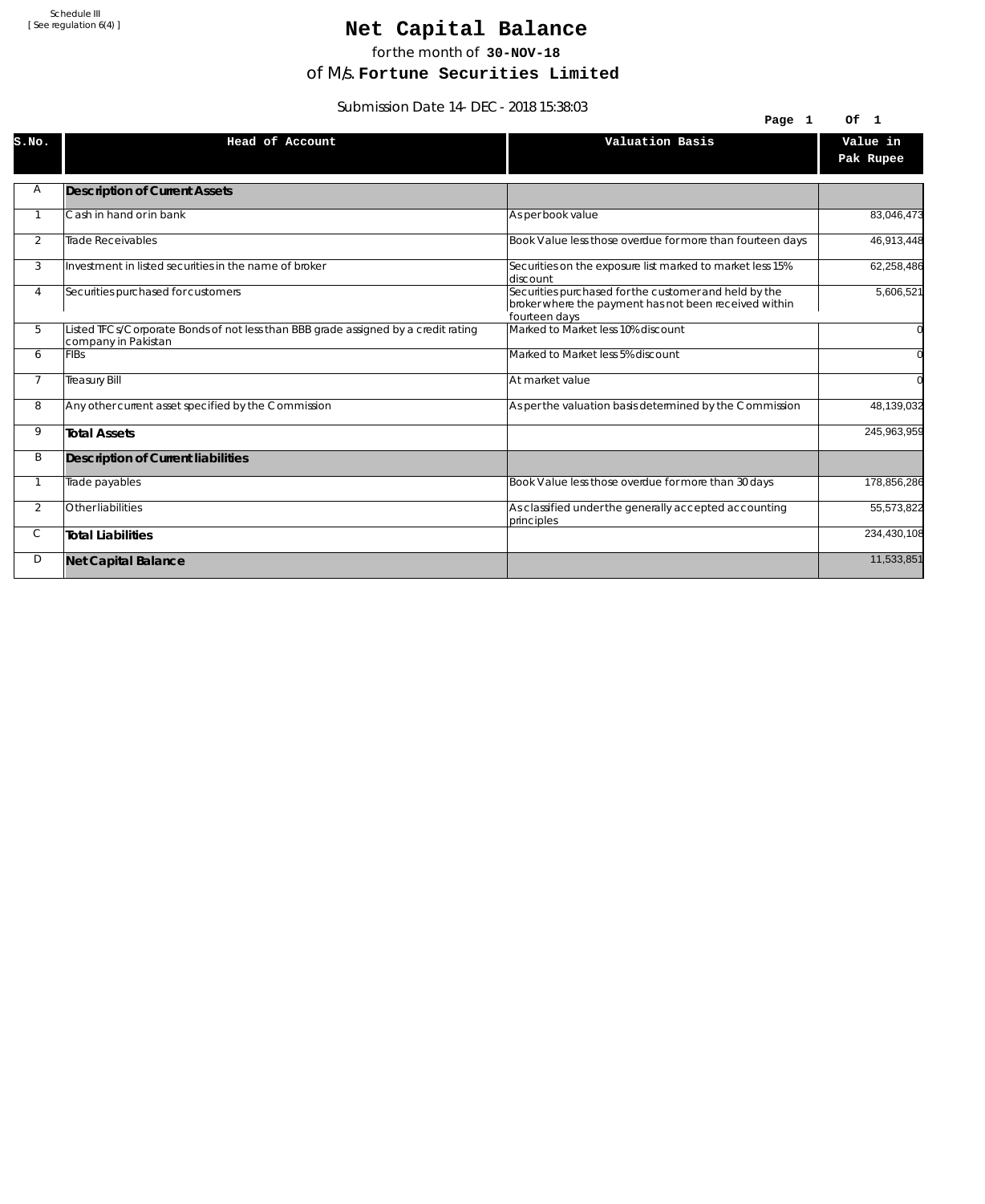Schedule III
[ See regulation 6(4) ]

# Net Capital Balance

for the month of **30-NOV-18**

of M/s. **Fortune Securities Limited**

Submission Date 14- DEC - 2018 15:38:03

| S.No. | Head of Account | Valuation Basis | Value in Pak Rupee |
|---|---|---|---|
| A | **Description of Current Assets** | | |
| 1 | Cash in hand or in bank | As per book value | 83,046,473 |
| 2 | Trade Receivables | Book Value less those overdue for more than fourteen days | 46,913,448 |
| 3 | Investment in listed securities in the name of broker | Securities on the exposure list marked to market less 15% discount | 62,258,486 |
| 4 | Securities purchased for customers | Securities purchased for the customer and held by the broker where the payment has not been received within fourteen days | 5,606,521 |
| 5 | Listed TFCs/Corporate Bonds of not less than BBB grade assigned by a credit rating company in Pakistan | Marked to Market less 10% discount | 0 |
| 6 | FIBs | Marked to Market less 5% discount | 0 |
| 7 | Treasury Bill | At market value | 0 |
| 8 | Any other current asset specified by the Commission | As per the valuation basis determined by the Commission | 48,139,032 |
| 9 | **Total Assets** | | 245,963,959 |
| B | **Description of Current liabilities** | | |
| 1 | Trade payables | Book Value less those overdue for more than 30 days | 178,856,286 |
| 2 | Other liabilities | As classified under the generally accepted accounting principles | 55,573,822 |
| C | **Total Liabilities** | | 234,430,108 |
| D | **Net Capital Balance** | | 11,533,851 |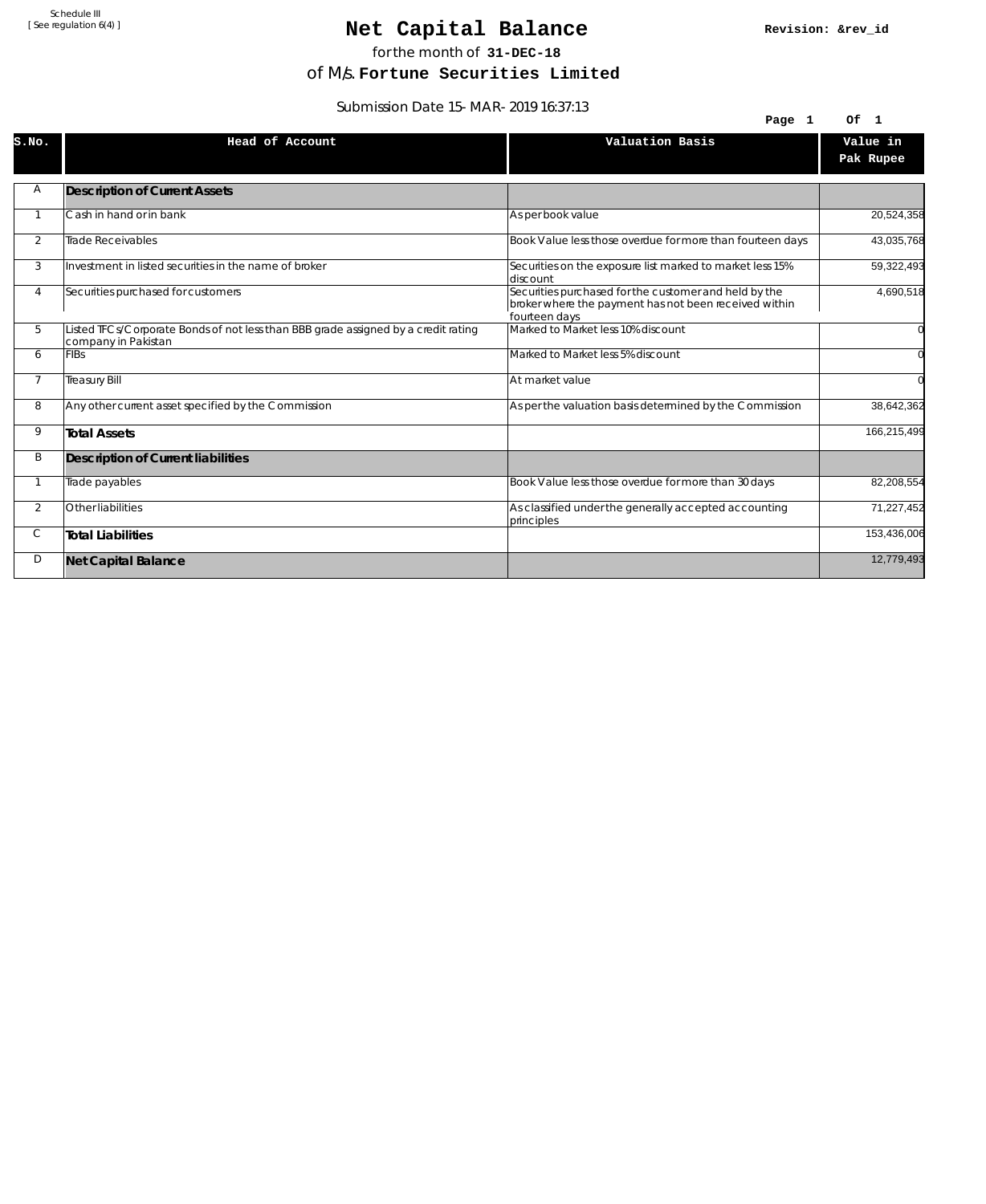Schedule III
[ See regulation 6(4) ]

# Net Capital Balance

Revision: &rev_id

for the month of **31-DEC-18**

of M/s. **Fortune Securities Limited**

Submission Date 15- MAR- 2019 16:37:13

| S.No. | Head of Account | Valuation Basis | Value in Pak Rupee |
|---|---|---|---|
| A | **Description of Current Assets** | | |
| 1 | Cash in hand or in bank | As per book value | 20,524,358 |
| 2 | Trade Receivables | Book Value less those overdue for more than fourteen days | 43,035,768 |
| 3 | Investment in listed securities in the name of broker | Securities on the exposure list marked to market less 15% discount | 59,322,493 |
| 4 | Securities purchased for customers | Securities purchased for the customer and held by the broker where the payment has not been received within fourteen days | 4,690,518 |
| 5 | Listed TFCs/Corporate Bonds of not less than BBB grade assigned by a credit rating company in Pakistan | Marked to Market less 10% discount | 0 |
| 6 | FIBs | Marked to Market less 5% discount | 0 |
| 7 | Treasury Bill | At market value | 0 |
| 8 | Any other current asset specified by the Commission | As per the valuation basis determined by the Commission | 38,642,362 |
| 9 | **Total Assets** | | 166,215,499 |
| B | **Description of Current liabilities** | | |
| 1 | Trade payables | Book Value less those overdue for more than 30 days | 82,208,554 |
| 2 | Other liabilities | As classified under the generally accepted accounting principles | 71,227,452 |
| C | **Total Liabilities** | | 153,436,006 |
| D | **Net Capital Balance** | | 12,779,493 |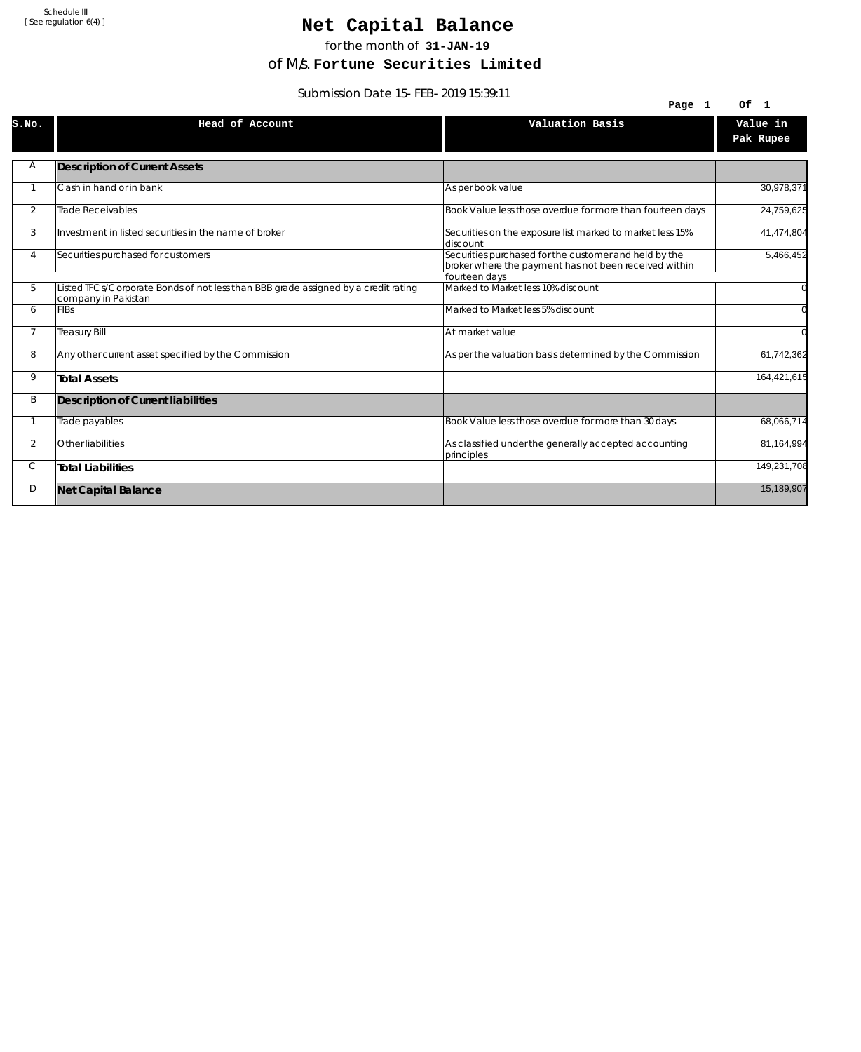Schedule III
[ See regulation 6(4) ]

# Net Capital Balance

for the month of **31-JAN-19**

of M/s. **Fortune Securities Limited**

Submission Date 15-FEB-2019 15:39:11

| S.No. | Head of Account | Valuation Basis | Value in Pak Rupee |
|---|---|---|---|
| A | **Description of Current Assets** | | |
| 1 | Cash in hand or in bank | As per book value | 30,978,371 |
| 2 | Trade Receivables | Book Value less those overdue for more than fourteen days | 24,759,625 |
| 3 | Investment in listed securities in the name of broker | Securities on the exposure list marked to market less 15% discount | 41,474,804 |
| 4 | Securities purchased for customers | Securities purchased for the customer and held by the broker where the payment has not been received within fourteen days | 5,466,452 |
| 5 | Listed TFCs/Corporate Bonds of not less than BBB grade assigned by a credit rating company in Pakistan | Marked to Market less 10% discount | 0 |
| 6 | FIBs | Marked to Market less 5% discount | 0 |
| 7 | Treasury Bill | At market value | 0 |
| 8 | Any other current asset specified by the Commission | As per the valuation basis determined by the Commission | 61,742,362 |
| 9 | **Total Assets** | | 164,421,615 |
| B | **Description of Current liabilities** | | |
| 1 | Trade payables | Book Value less those overdue for more than 30 days | 68,066,714 |
| 2 | Other liabilities | As classified under the generally accepted accounting principles | 81,164,994 |
| C | **Total Liabilities** | | 149,231,708 |
| D | **Net Capital Balance** | | 15,189,907 |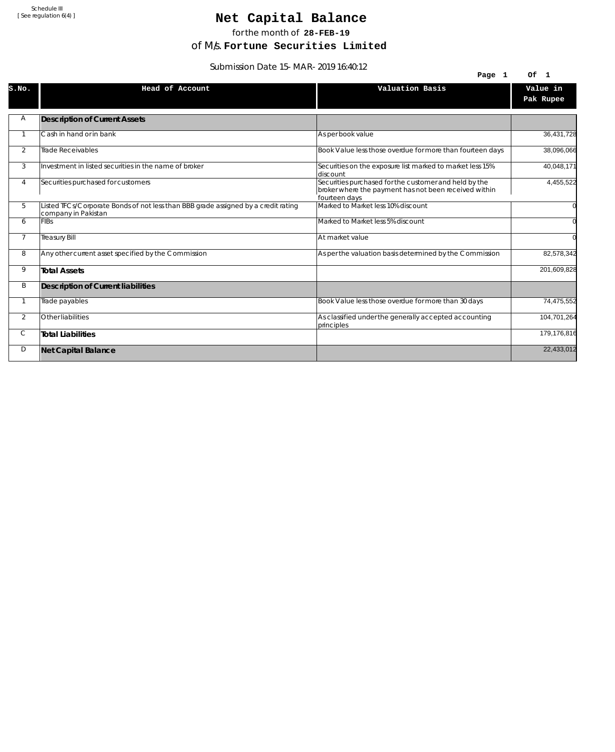Schedule III
[ See regulation 6(4) ]

# Net Capital Balance

for the month of **28-FEB-19**

of M/s. **Fortune Securities Limited**

Submission Date 15-MAR-2019 16:40:12

| S.No. | Head of Account | Valuation Basis | Value in Pak Rupee |
|---|---|---|---|
| A | **Description of Current Assets** | | |
| 1 | Cash in hand or in bank | As per book value | 36,431,728 |
| 2 | Trade Receivables | Book Value less those overdue for more than fourteen days | 38,096,066 |
| 3 | Investment in listed securities in the name of broker | Securities on the exposure list marked to market less 15% discount | 40,048,171 |
| 4 | Securities purchased for customers | Securities purchased for the customer and held by the broker where the payment has not been received within fourteen days | 4,455,522 |
| 5 | Listed TFCs/Corporate Bonds of not less than BBB grade assigned by a credit rating company in Pakistan | Marked to Market less 10% discount | 0 |
| 6 | FIBs | Marked to Market less 5% discount | 0 |
| 7 | Treasury Bill | At market value | 0 |
| 8 | Any other current asset specified by the Commission | As per the valuation basis determined by the Commission | 82,578,342 |
| 9 | **Total Assets** | | 201,609,828 |
| B | **Description of Current liabilities** | | |
| 1 | Trade payables | Book Value less those overdue for more than 30 days | 74,475,552 |
| 2 | Other liabilities | As classified under the generally accepted accounting principles | 104,701,264 |
| C | **Total Liabilities** | | 179,176,816 |
| D | **Net Capital Balance** | | 22,433,012 |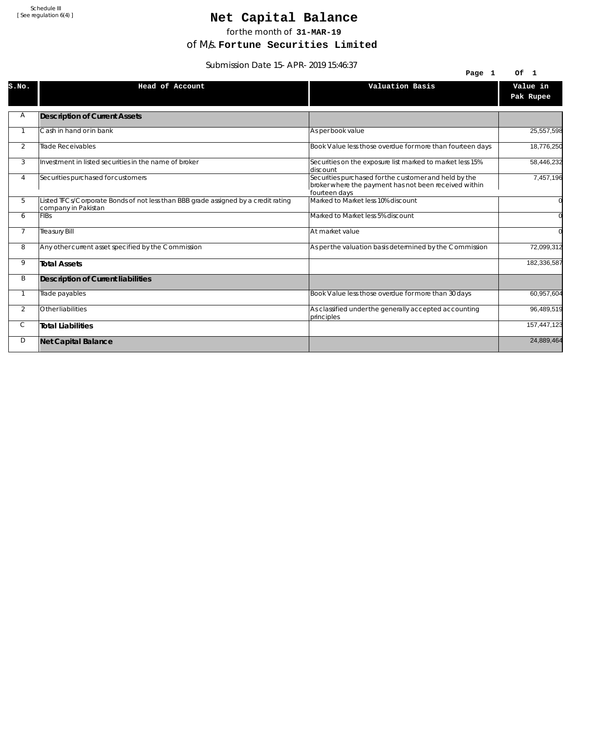Schedule III
[ See regulation 6(4) ]

# Net Capital Balance

for the month of **31-MAR-19**

of M/s. **Fortune Securities Limited**

Submission Date 15-APR-2019 15:46:37

| S.No. | Head of Account | Valuation Basis | Value in Pak Rupee |
|---|---|---|---|
| A | **Description of Current Assets** | | |
| 1 | Cash in hand or in bank | As per book value | 25,557,598 |
| 2 | Trade Receivables | Book Value less those overdue for more than fourteen days | 18,776,250 |
| 3 | Investment in listed securities in the name of broker | Securities on the exposure list marked to market less 15% discount | 58,446,232 |
| 4 | Securities purchased for customers | Securities purchased for the customer and held by the broker where the payment has not been received within fourteen days | 7,457,196 |
| 5 | Listed TFCs/Corporate Bonds of not less than BBB grade assigned by a credit rating company in Pakistan | Marked to Market less 10% discount | 0 |
| 6 | FIBs | Marked to Market less 5% discount | 0 |
| 7 | Treasury Bill | At market value | 0 |
| 8 | Any other current asset specified by the Commission | As per the valuation basis determined by the Commission | 72,099,312 |
| 9 | **Total Assets** | | 182,336,587 |
| B | **Description of Current liabilities** | | |
| 1 | Trade payables | Book Value less those overdue for more than 30 days | 60,957,604 |
| 2 | Other liabilities | As classified under the generally accepted accounting principles | 96,489,519 |
| C | **Total Liabilities** | | 157,447,123 |
| D | **Net Capital Balance** | | 24,889,464 |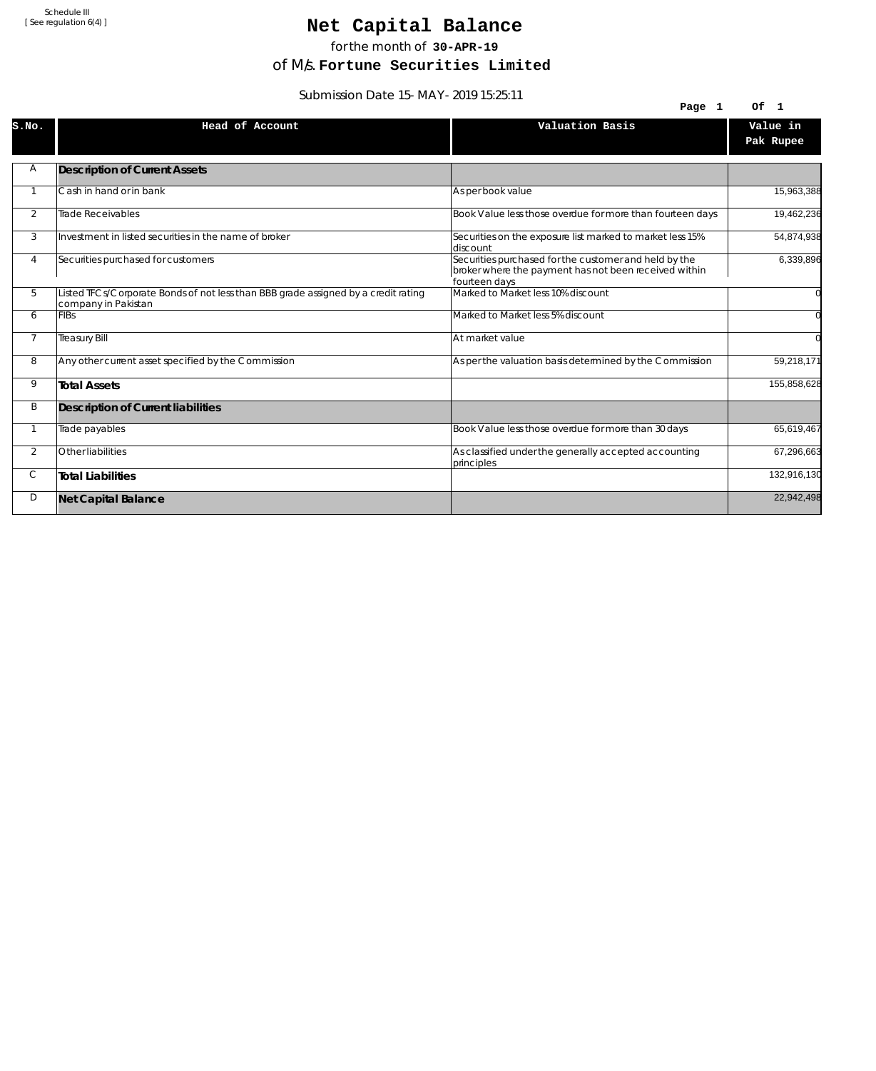Schedule III
[ See regulation 6(4) ]

# Net Capital Balance

for the month of **30-APR-19**

of M/s. **Fortune Securities Limited**

Submission Date 15-MAY-2019 15:25:11

| S.No. | Head of Account | Valuation Basis | Value in Pak Rupee |
|---|---|---|---|
| A | **Description of Current Assets** | | |
| 1 | Cash in hand or in bank | As per book value | 15,963,388 |
| 2 | Trade Receivables | Book Value less those overdue for more than fourteen days | 19,462,236 |
| 3 | Investment in listed securities in the name of broker | Securities on the exposure list marked to market less 15% discount | 54,874,938 |
| 4 | Securities purchased for customers | Securities purchased for the customer and held by the broker where the payment has not been received within fourteen days | 6,339,896 |
| 5 | Listed TFCs/Corporate Bonds of not less than BBB grade assigned by a credit rating company in Pakistan | Marked to Market less 10% discount | 0 |
| 6 | FIBs | Marked to Market less 5% discount | 0 |
| 7 | Treasury Bill | At market value | 0 |
| 8 | Any other current asset specified by the Commission | As per the valuation basis determined by the Commission | 59,218,171 |
| 9 | **Total Assets** | | 155,858,628 |
| B | **Description of Current liabilities** | | |
| 1 | Trade payables | Book Value less those overdue for more than 30 days | 65,619,467 |
| 2 | Other liabilities | As classified under the generally accepted accounting principles | 67,296,663 |
| C | **Total Liabilities** | | 132,916,130 |
| D | **Net Capital Balance** | | 22,942,498 |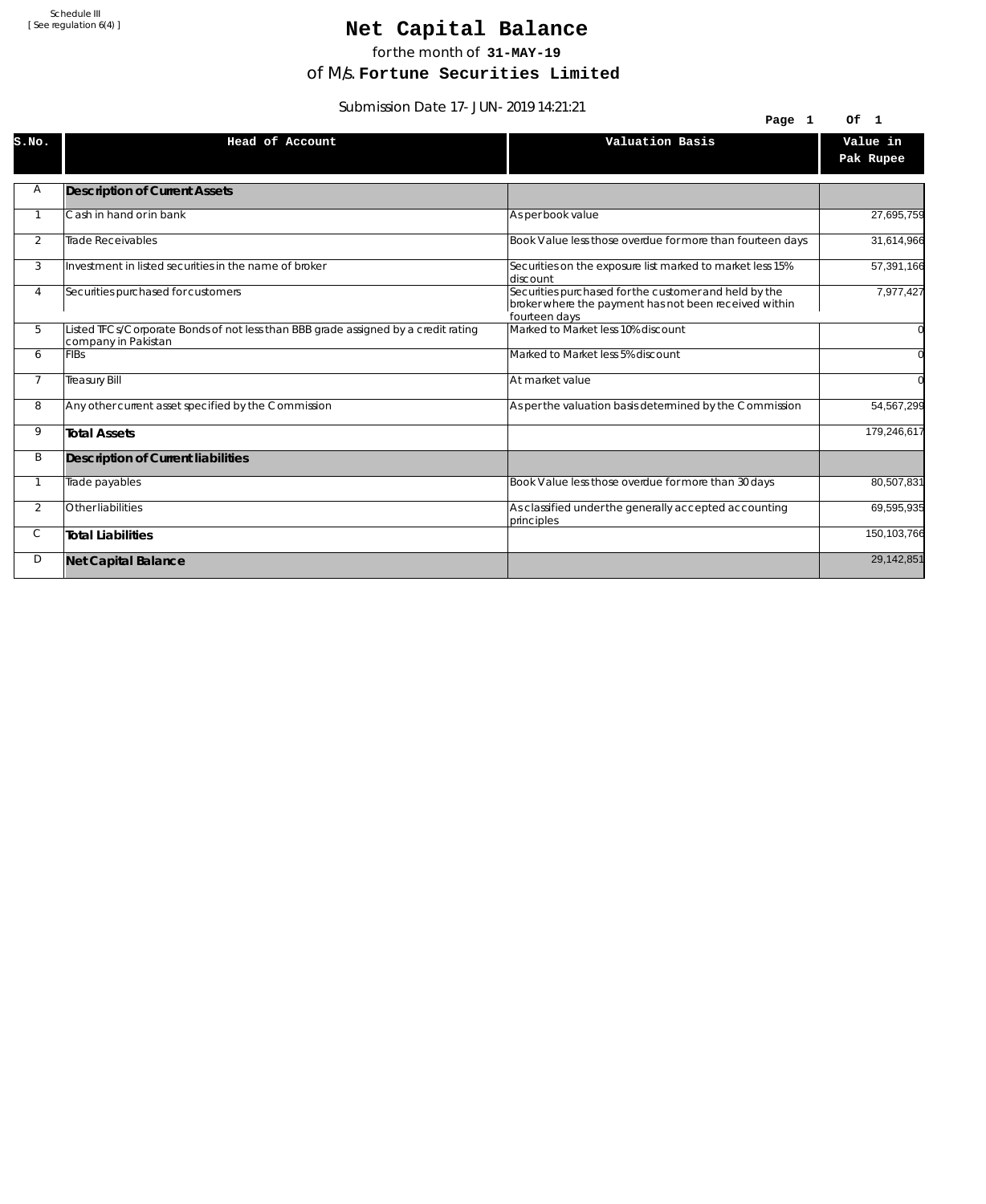Schedule III
[ See regulation 6(4) ]

# Net Capital Balance

for the month of **31-MAY-19**

of M/s. **Fortune Securities Limited**

Submission Date 17-JUN-2019 14:21:21

| S.No. | Head of Account | Valuation Basis | Value in Pak Rupee |
|---|---|---|---|
| A | **Description of Current Assets** | | |
| 1 | Cash in hand or in bank | As per book value | 27,695,759 |
| 2 | Trade Receivables | Book Value less those overdue for more than fourteen days | 31,614,966 |
| 3 | Investment in listed securities in the name of broker | Securities on the exposure list marked to market less 15% discount | 57,391,166 |
| 4 | Securities purchased for customers | Securities purchased for the customer and held by the broker where the payment has not been received within fourteen days | 7,977,427 |
| 5 | Listed TFCs/Corporate Bonds of not less than BBB grade assigned by a credit rating company in Pakistan | Marked to Market less 10% discount | 0 |
| 6 | FIBs | Marked to Market less 5% discount | 0 |
| 7 | Treasury Bill | At market value | 0 |
| 8 | Any other current asset specified by the Commission | As per the valuation basis determined by the Commission | 54,567,299 |
| 9 | **Total Assets** | | 179,246,617 |
| B | **Description of Current liabilities** | | |
| 1 | Trade payables | Book Value less those overdue for more than 30 days | 80,507,831 |
| 2 | Other liabilities | As classified under the generally accepted accounting principles | 69,595,935 |
| C | **Total Liabilities** | | 150,103,766 |
| D | **Net Capital Balance** | | 29,142,851 |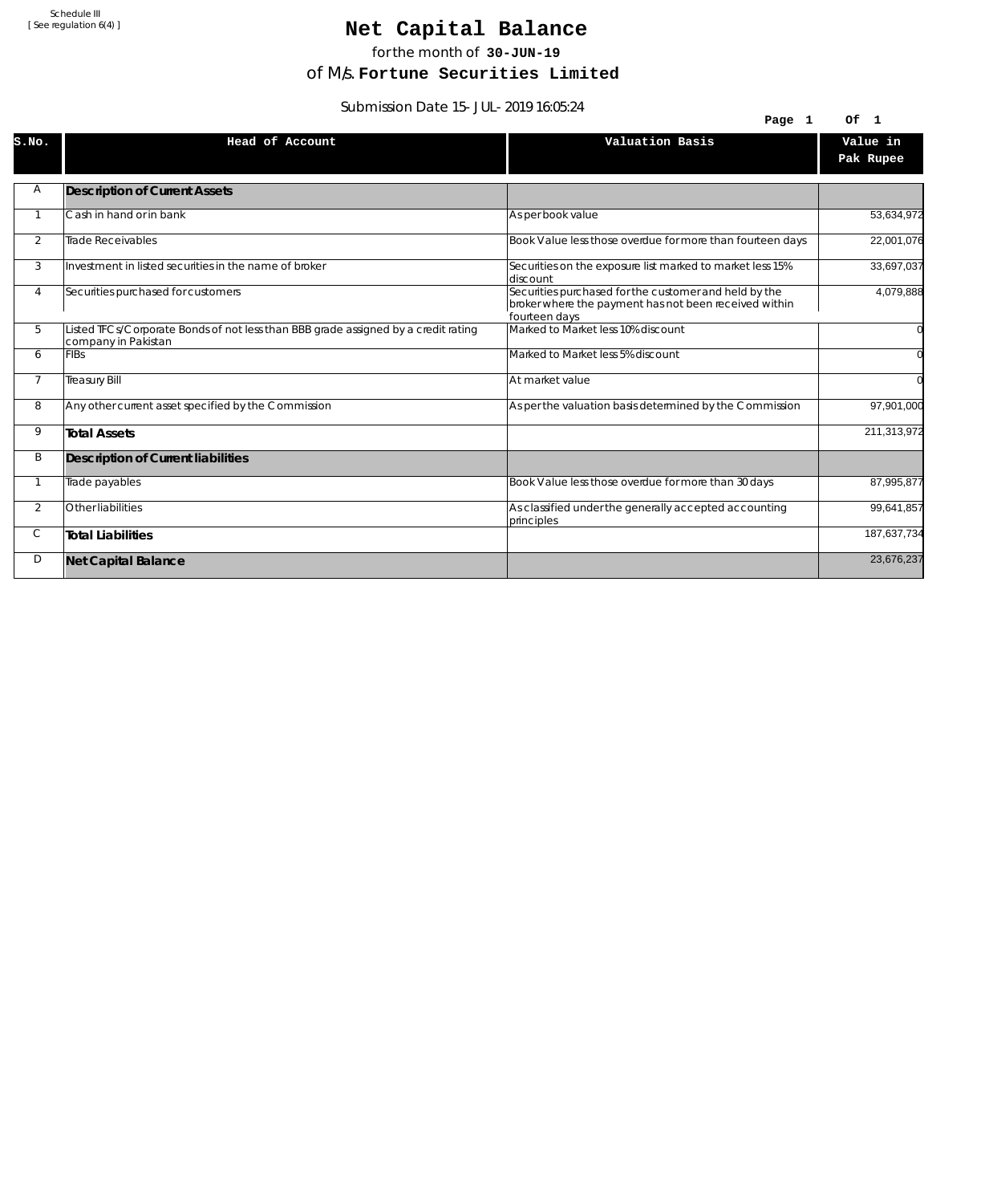Schedule III
[ See regulation 6(4) ]

# Net Capital Balance

for the month of **30-JUN-19**

of M/s. **Fortune Securities Limited**

Submission Date 15-JUL-2019 16:05:24

| S.No. | Head of Account | Valuation Basis | Value in Pak Rupee |
|---|---|---|---|
| A | **Description of Current Assets** | | |
| 1 | Cash in hand or in bank | As per book value | 53,634,972 |
| 2 | Trade Receivables | Book Value less those overdue for more than fourteen days | 22,001,076 |
| 3 | Investment in listed securities in the name of broker | Securities on the exposure list marked to market less 15% discount | 33,697,037 |
| 4 | Securities purchased for customers | Securities purchased for the customer and held by the broker where the payment has not been received within fourteen days | 4,079,888 |
| 5 | Listed TFCs/Corporate Bonds of not less than BBB grade assigned by a credit rating company in Pakistan | Marked to Market less 10% discount | 0 |
| 6 | FIBs | Marked to Market less 5% discount | 0 |
| 7 | Treasury Bill | At market value | 0 |
| 8 | Any other current asset specified by the Commission | As per the valuation basis determined by the Commission | 97,901,000 |
| 9 | **Total Assets** | | 211,313,972 |
| B | **Description of Current liabilities** | | |
| 1 | Trade payables | Book Value less those overdue for more than 30 days | 87,995,877 |
| 2 | Other liabilities | As classified under the generally accepted accounting principles | 99,641,857 |
| C | **Total Liabilities** | | 187,637,734 |
| D | **Net Capital Balance** | | 23,676,237 |